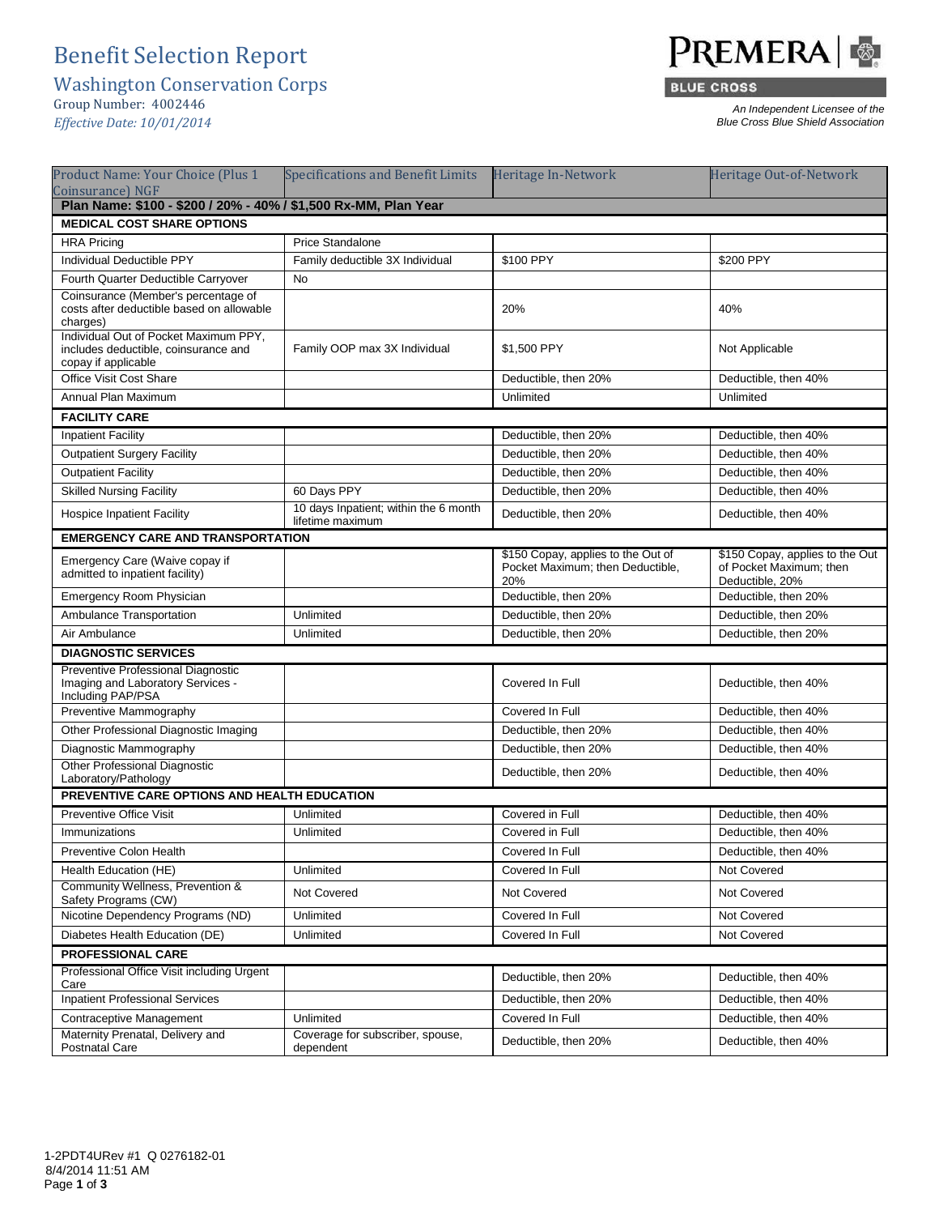# Benefit Selection Report

## Washington Conservation Corps

Group Number: 4002446

*Effective Date: 10/01/2014*

PREMERA BLUE CROSS

An Independent Licensee of the Blue Cross Blue Shield Association

| Product Name: Your Choice (Plus 1 Coinsurance) NGF | Specifications and Benefit Limits | Heritage In-Network | Heritage Out-of-Network |
|---|---|---|---|
| **Plan Name: $100 - $200 / 20% - 40% / $1,500 Rx-MM, Plan Year** | | | |
| **MEDICAL COST SHARE OPTIONS** | | | |
| HRA Pricing | Price Standalone | | |
| Individual Deductible PPY | Family deductible 3X Individual | $100 PPY | $200 PPY |
| Fourth Quarter Deductible Carryover | No | | |
| Coinsurance (Member's percentage of costs after deductible based on allowable charges) | | 20% | 40% |
| Individual Out of Pocket Maximum PPY, includes deductible, coinsurance and copay if applicable | Family OOP max 3X Individual | $1,500 PPY | Not Applicable |
| Office Visit Cost Share | | Deductible, then 20% | Deductible, then 40% |
| Annual Plan Maximum | | Unlimited | Unlimited |
| **FACILITY CARE** | | | |
| Inpatient Facility | | Deductible, then 20% | Deductible, then 40% |
| Outpatient Surgery Facility | | Deductible, then 20% | Deductible, then 40% |
| Outpatient Facility | | Deductible, then 20% | Deductible, then 40% |
| Skilled Nursing Facility | 60 Days PPY | Deductible, then 20% | Deductible, then 40% |
| Hospice Inpatient Facility | 10 days Inpatient; within the 6 month lifetime maximum | Deductible, then 20% | Deductible, then 40% |
| **EMERGENCY CARE AND TRANSPORTATION** | | | |
| Emergency Care (Waive copay if admitted to inpatient facility) | | $150 Copay, applies to the Out of Pocket Maximum; then Deductible, 20% | $150 Copay, applies to the Out of Pocket Maximum; then Deductible, 20% |
| Emergency Room Physician | | Deductible, then 20% | Deductible, then 20% |
| Ambulance Transportation | Unlimited | Deductible, then 20% | Deductible, then 20% |
| Air Ambulance | Unlimited | Deductible, then 20% | Deductible, then 20% |
| **DIAGNOSTIC SERVICES** | | | |
| Preventive Professional Diagnostic Imaging and Laboratory Services - Including PAP/PSA | | Covered In Full | Deductible, then 40% |
| Preventive Mammography | | Covered In Full | Deductible, then 40% |
| Other Professional Diagnostic Imaging | | Deductible, then 20% | Deductible, then 40% |
| Diagnostic Mammography | | Deductible, then 20% | Deductible, then 40% |
| Other Professional Diagnostic Laboratory/Pathology | | Deductible, then 20% | Deductible, then 40% |
| **PREVENTIVE CARE OPTIONS AND HEALTH EDUCATION** | | | |
| Preventive Office Visit | Unlimited | Covered in Full | Deductible, then 40% |
| Immunizations | Unlimited | Covered in Full | Deductible, then 40% |
| Preventive Colon Health | | Covered In Full | Deductible, then 40% |
| Health Education (HE) | Unlimited | Covered In Full | Not Covered |
| Community Wellness, Prevention & Safety Programs (CW) | Not Covered | Not Covered | Not Covered |
| Nicotine Dependency Programs (ND) | Unlimited | Covered In Full | Not Covered |
| Diabetes Health Education (DE) | Unlimited | Covered In Full | Not Covered |
| **PROFESSIONAL CARE** | | | |
| Professional Office Visit including Urgent Care | | Deductible, then 20% | Deductible, then 40% |
| Inpatient Professional Services | | Deductible, then 20% | Deductible, then 40% |
| Contraceptive Management | Unlimited | Covered In Full | Deductible, then 40% |
| Maternity Prenatal, Delivery and Postnatal Care | Coverage for subscriber, spouse, dependent | Deductible, then 20% | Deductible, then 40% |

1-2PDT4URev #1 Q 0276182-01
8/4/2014 11:51 AM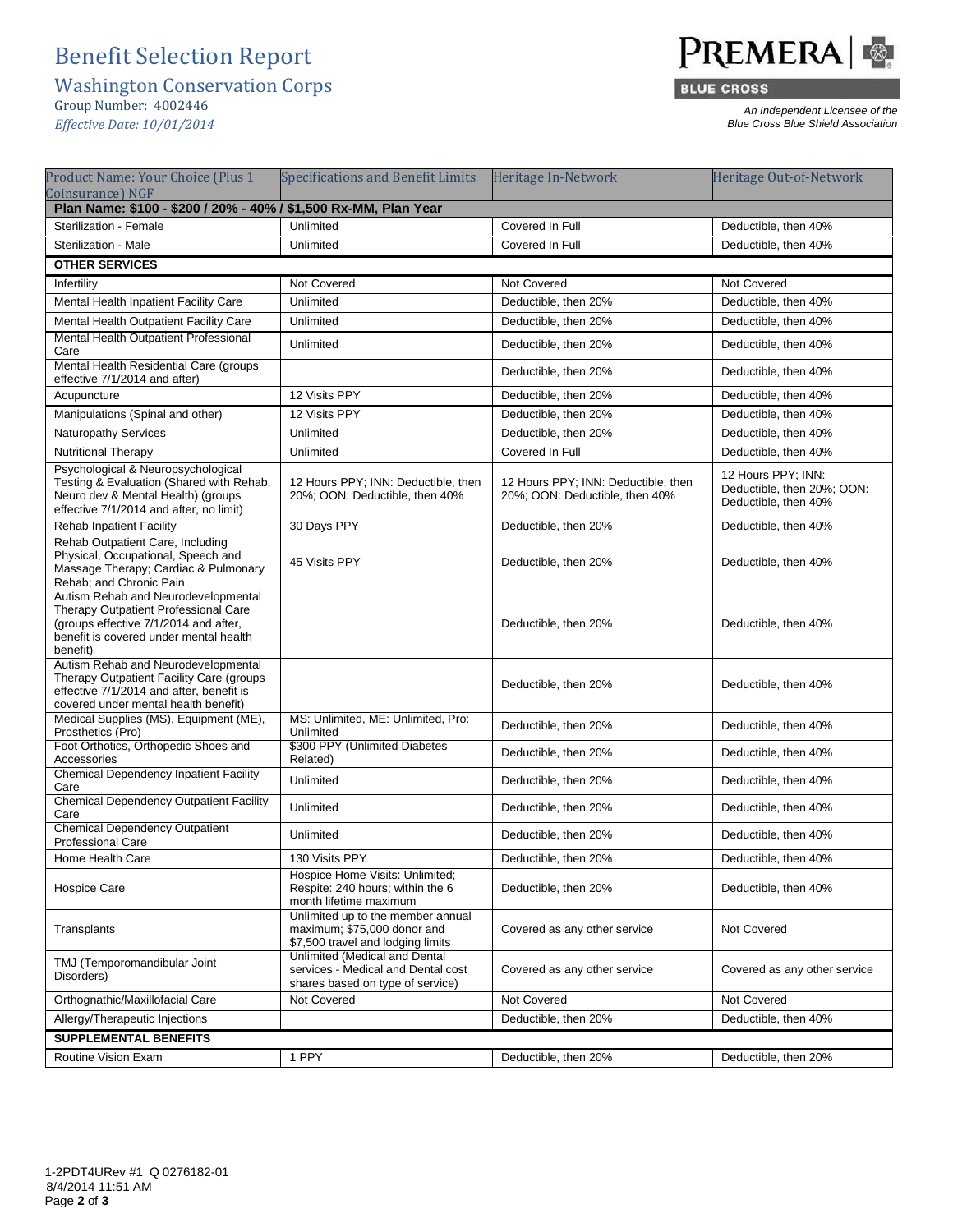# Benefit Selection Report

## Washington Conservation Corps

Group Number: 4002446

*Effective Date: 10/01/2014*

PREMERA BLUE CROSS

*An Independent Licensee of the Blue Cross Blue Shield Association*

| Product Name: Your Choice (Plus 1 Coinsurance) NGF | Specifications and Benefit Limits | Heritage In-Network | Heritage Out-of-Network |
|---|---|---|---|
| **Plan Name: $100 - $200 / 20% - 40% / $1,500 Rx-MM, Plan Year** | | | |
| Sterilization - Female | Unlimited | Covered In Full | Deductible, then 40% |
| Sterilization - Male | Unlimited | Covered In Full | Deductible, then 40% |
| **OTHER SERVICES** | | | |
| Infertility | Not Covered | Not Covered | Not Covered |
| Mental Health Inpatient Facility Care | Unlimited | Deductible, then 20% | Deductible, then 40% |
| Mental Health Outpatient Facility Care | Unlimited | Deductible, then 20% | Deductible, then 40% |
| Mental Health Outpatient Professional Care | Unlimited | Deductible, then 20% | Deductible, then 40% |
| Mental Health Residential Care (groups effective 7/1/2014 and after) | | Deductible, then 20% | Deductible, then 40% |
| Acupuncture | 12 Visits PPY | Deductible, then 20% | Deductible, then 40% |
| Manipulations (Spinal and other) | 12 Visits PPY | Deductible, then 20% | Deductible, then 40% |
| Naturopathy Services | Unlimited | Deductible, then 20% | Deductible, then 40% |
| Nutritional Therapy | Unlimited | Covered In Full | Deductible, then 40% |
| Psychological & Neuropsychological Testing & Evaluation (Shared with Rehab, Neuro dev & Mental Health) (groups effective 7/1/2014 and after, no limit) | 12 Hours PPY; INN: Deductible, then 20%; OON: Deductible, then 40% | 12 Hours PPY; INN: Deductible, then 20%; OON: Deductible, then 40% | 12 Hours PPY; INN: Deductible, then 20%; OON: Deductible, then 40% |
| Rehab Inpatient Facility | 30 Days PPY | Deductible, then 20% | Deductible, then 40% |
| Rehab Outpatient Care, Including Physical, Occupational, Speech and Massage Therapy; Cardiac & Pulmonary Rehab; and Chronic Pain | 45 Visits PPY | Deductible, then 20% | Deductible, then 40% |
| Autism Rehab and Neurodevelopmental Therapy Outpatient Professional Care (groups effective 7/1/2014 and after, benefit is covered under mental health benefit) | | Deductible, then 20% | Deductible, then 40% |
| Autism Rehab and Neurodevelopmental Therapy Outpatient Facility Care (groups effective 7/1/2014 and after, benefit is covered under mental health benefit) | | Deductible, then 20% | Deductible, then 40% |
| Medical Supplies (MS), Equipment (ME), Prosthetics (Pro) | MS: Unlimited, ME: Unlimited, Pro: Unlimited | Deductible, then 20% | Deductible, then 40% |
| Foot Orthotics, Orthopedic Shoes and Accessories | $300 PPY (Unlimited Diabetes Related) | Deductible, then 20% | Deductible, then 40% |
| Chemical Dependency Inpatient Facility Care | Unlimited | Deductible, then 20% | Deductible, then 40% |
| Chemical Dependency Outpatient Facility Care | Unlimited | Deductible, then 20% | Deductible, then 40% |
| Chemical Dependency Outpatient Professional Care | Unlimited | Deductible, then 20% | Deductible, then 40% |
| Home Health Care | 130 Visits PPY | Deductible, then 20% | Deductible, then 40% |
| Hospice Care | Hospice Home Visits: Unlimited; Respite: 240 hours; within the 6 month lifetime maximum | Deductible, then 20% | Deductible, then 40% |
| Transplants | Unlimited up to the member annual maximum; $75,000 donor and $7,500 travel and lodging limits | Covered as any other service | Not Covered |
| TMJ (Temporomandibular Joint Disorders) | Unlimited (Medical and Dental services - Medical and Dental cost shares based on type of service) | Covered as any other service | Covered as any other service |
| Orthognathic/Maxillofacial Care | Not Covered | Not Covered | Not Covered |
| Allergy/Therapeutic Injections | | Deductible, then 20% | Deductible, then 40% |
| **SUPPLEMENTAL BENEFITS** | | | |
| Routine Vision Exam | 1 PPY | Deductible, then 20% | Deductible, then 20% |

1-2PDT4URev #1 Q 0276182-01
8/4/2014 11:51 AM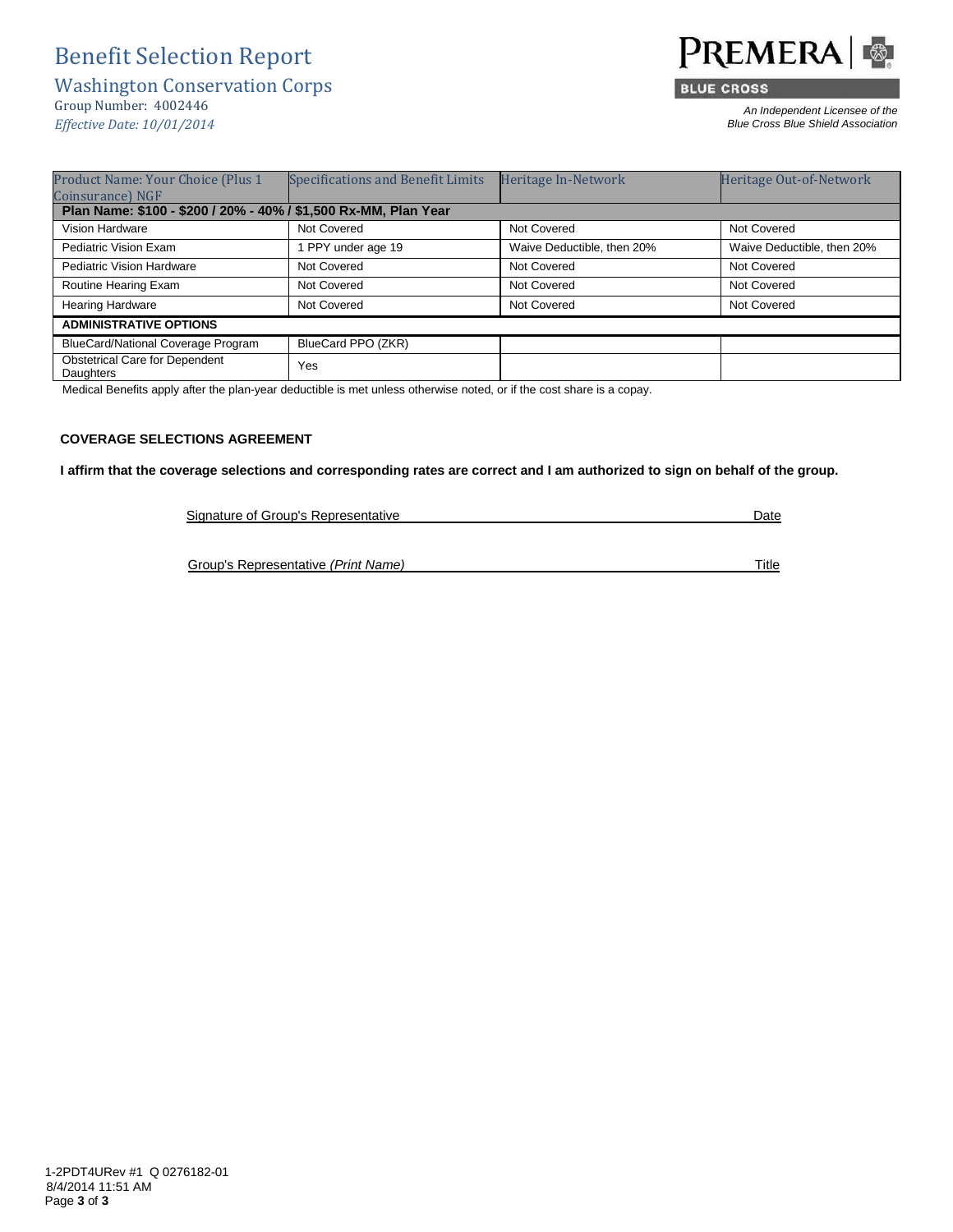# Benefit Selection Report

## Washington Conservation Corps

Group Number: 4002446

*Effective Date: 10/01/2014*

PREMERA BLUE CROSS

*An Independent Licensee of the Blue Cross Blue Shield Association*

| Product Name: Your Choice (Plus 1 Coinsurance) NGF | Specifications and Benefit Limits | Heritage In-Network | Heritage Out-of-Network |
|---|---|---|---|
| **Plan Name: $100 - $200 / 20% - 40% / $1,500 Rx-MM, Plan Year** | | | |
| Vision Hardware | Not Covered | Not Covered | Not Covered |
| Pediatric Vision Exam | 1 PPY under age 19 | Waive Deductible, then 20% | Waive Deductible, then 20% |
| Pediatric Vision Hardware | Not Covered | Not Covered | Not Covered |
| Routine Hearing Exam | Not Covered | Not Covered | Not Covered |
| Hearing Hardware | Not Covered | Not Covered | Not Covered |
| **ADMINISTRATIVE OPTIONS** | | | |
| BlueCard/National Coverage Program | BlueCard PPO (ZKR) | | |
| Obstetrical Care for Dependent Daughters | Yes | | |

Medical Benefits apply after the plan-year deductible is met unless otherwise noted, or if the cost share is a copay.

**COVERAGE SELECTIONS AGREEMENT**

**I affirm that the coverage selections and corresponding rates are correct and I am authorized to sign on behalf of the group.**

Signature of Group's Representative ______________________________ Date

Group's Representative *(Print Name)* ______________________________ Title

1-2PDT4URev #1 Q 0276182-01
8/4/2014 11:51 AM